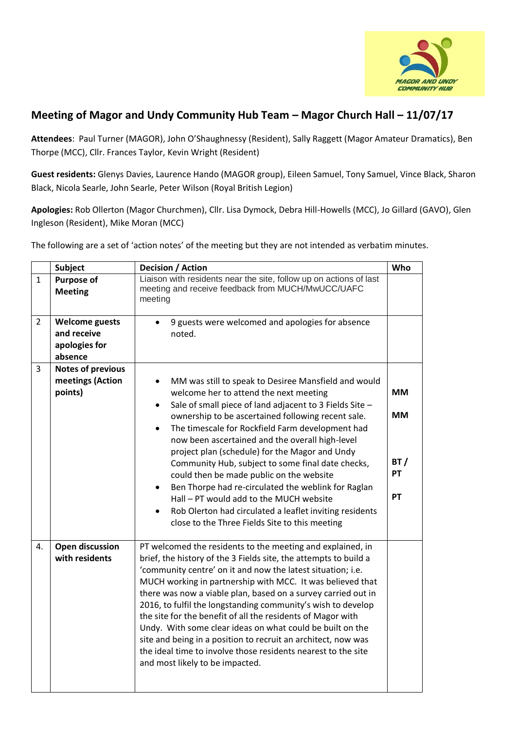## Meeting of Magor and Undy Community Hub Team – Magor Church Hall – 11/07/17

**Attendees**: Paul Turner (MAGOR), John O'Shaughnessy (Resident), Sally Raggett (Magor Amateur Dramatics), Ben Thorpe (MCC), Cllr. Frances Taylor, Kevin Wright (Resident)

**Guest residents:** Glenys Davies, Laurence Hando (MAGOR group), Eileen Samuel, Tony Samuel, Vince Black, Sharon Black, Nicola Searle, John Searle, Peter Wilson (Royal British Legion)

**Apologies:** Rob Ollerton (Magor Churchmen), Cllr. Lisa Dymock, Debra Hill-Howells (MCC), Jo Gillard (GAVO), Glen Ingleson (Resident), Mike Moran (MCC)

The following are a set of 'action notes' of the meeting but they are not intended as verbatim minutes.

| | Subject | Decision / Action | Who |
|---|---|---|---|
| 1 | **Purpose of Meeting** | Liaison with residents near the site, follow up on actions of last meeting and receive feedback from MUCH/MwUCC/UAFC meeting | |
| 2 | **Welcome guests and receive apologies for absence** | • 9 guests were welcomed and apologies for absence noted. | |
| 3 | **Notes of previous meetings (Action points)** | • MM was still to speak to Desiree Mansfield and would welcome her to attend the next meeting<br>• Sale of small piece of land adjacent to 3 Fields Site – ownership to be ascertained following recent sale.<br>• The timescale for Rockfield Farm development had now been ascertained and the overall high-level project plan (schedule) for the Magor and Undy Community Hub, subject to some final date checks, could then be made public on the website<br>• Ben Thorpe had re-circulated the weblink for Raglan Hall – PT would add to the MUCH website<br>• Rob Olerton had circulated a leaflet inviting residents close to the Three Fields Site to this meeting | **MM**<br>**MM**<br>**BT / PT**<br>**PT** |
| 4. | **Open discussion with residents** | PT welcomed the residents to the meeting and explained, in brief, the history of the 3 Fields site, the attempts to build a 'community centre' on it and now the latest situation; i.e. MUCH working in partnership with MCC. It was believed that there was now a viable plan, based on a survey carried out in 2016, to fulfil the longstanding community's wish to develop the site for the benefit of all the residents of Magor with Undy. With some clear ideas on what could be built on the site and being in a position to recruit an architect, now was the ideal time to involve those residents nearest to the site and most likely to be impacted. | |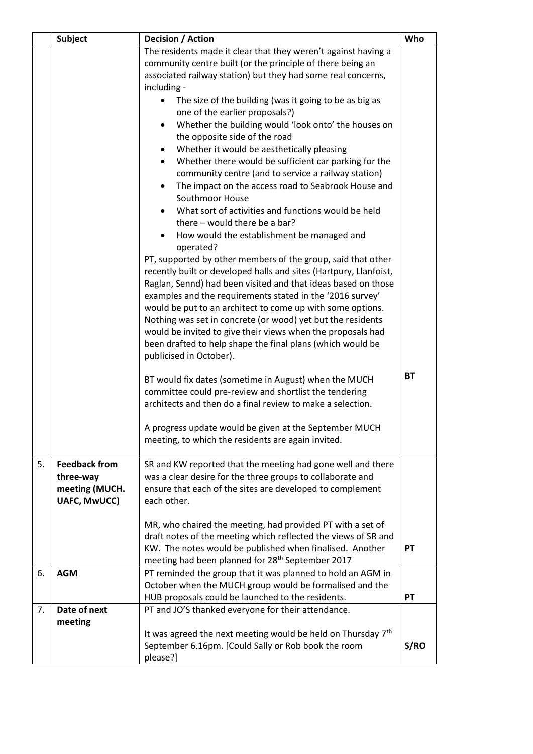|  | Subject | Decision / Action | Who |
|---|---|---|---|
|  |  | The residents made it clear that they weren't against having a community centre built (or the principle of there being an associated railway station) but they had some real concerns, including - <br>• The size of the building (was it going to be as big as one of the earlier proposals?)<br>• Whether the building would 'look onto' the houses on the opposite side of the road<br>• Whether it would be aesthetically pleasing<br>• Whether there would be sufficient car parking for the community centre (and to service a railway station)<br>• The impact on the access road to Seabrook House and Southmoor House<br>• What sort of activities and functions would be held there – would there be a bar?<br>• How would the establishment be managed and operated?<br>PT, supported by other members of the group, said that other recently built or developed halls and sites (Hartpury, Llanfoist, Raglan, Sennd) had been visited and that ideas based on those examples and the requirements stated in the '2016 survey' would be put to an architect to come up with some options. Nothing was set in concrete (or wood) yet but the residents would be invited to give their views when the proposals had been drafted to help shape the final plans (which would be publicised in October).<br><br>BT would fix dates (sometime in August) when the MUCH committee could pre-review and shortlist the tendering architects and then do a final review to make a selection.<br><br>A progress update would be given at the September MUCH meeting, to which the residents are again invited. | **BT** |
| 5. | **Feedback from three-way meeting (MUCH. UAFC, MwUCC)** | SR and KW reported that the meeting had gone well and there was a clear desire for the three groups to collaborate and ensure that each of the sites are developed to complement each other.<br><br>MR, who chaired the meeting, had provided PT with a set of draft notes of the meeting which reflected the views of SR and KW. The notes would be published when finalised. Another meeting had been planned for 28th September 2017 | **PT** |
| 6. | **AGM** | PT reminded the group that it was planned to hold an AGM in October when the MUCH group would be formalised and the HUB proposals could be launched to the residents. | **PT** |
| 7. | **Date of next meeting** | PT and JO'S thanked everyone for their attendance.<br><br>It was agreed the next meeting would be held on Thursday 7th September 6.16pm. [Could Sally or Rob book the room please?] | **S/RO** |